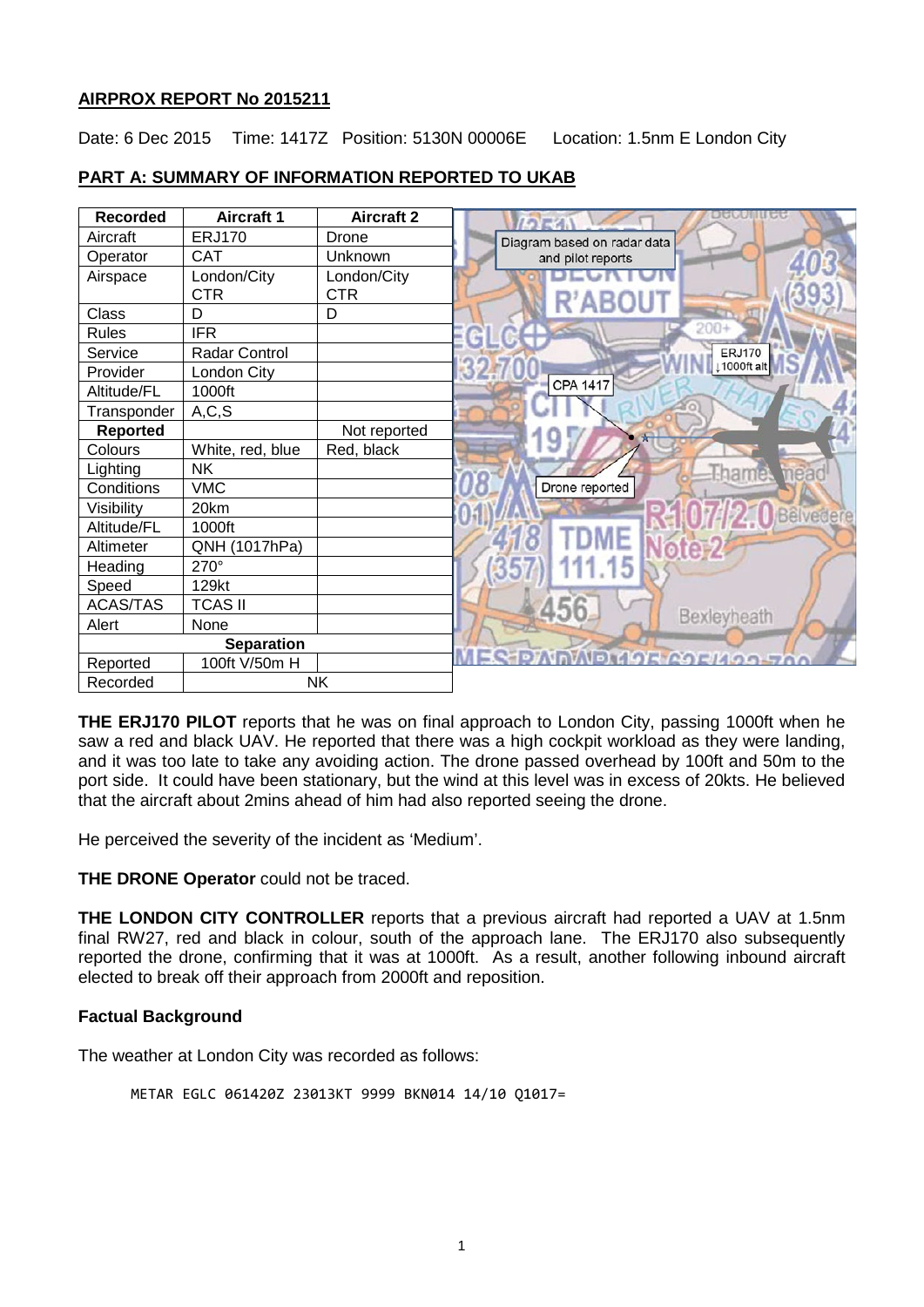**AIRPROX REPORT No 2015211**

Date: 6 Dec 2015 Time: 1417Z Position: 5130N 00006E Location: 1.5nm E London City

**PART A: SUMMARY OF INFORMATION REPORTED TO UKAB**

| Recorded | Aircraft 1 | Aircraft 2 |
|---|---|---|
| Aircraft | ERJ170 | Drone |
| Operator | CAT | Unknown |
| Airspace | London/City CTR | London/City CTR |
| Class | D | D |
| Rules | IFR | |
| Service | Radar Control | |
| Provider | London City | |
| Altitude/FL | 1000ft | |
| Transponder | A,C,S | |
| **Reported** | | Not reported |
| Colours | White, red, blue | Red, black |
| Lighting | NK | |
| Conditions | VMC | |
| Visibility | 20km | |
| Altitude/FL | 1000ft | |
| Altimeter | QNH (1017hPa) | |
| Heading | 270° | |
| Speed | 129kt | |
| ACAS/TAS | TCAS II | |
| Alert | None | |
| **Separation** | | |
| Reported | 100ft V/50m H | |
| Recorded | NK | |

Diagram based on radar data and pilot reports

**THE ERJ170 PILOT** reports that he was on final approach to London City, passing 1000ft when he saw a red and black UAV. He reported that there was a high cockpit workload as they were landing, and it was too late to take any avoiding action. The drone passed overhead by 100ft and 50m to the port side. It could have been stationary, but the wind at this level was in excess of 20kts. He believed that the aircraft about 2mins ahead of him had also reported seeing the drone.

He perceived the severity of the incident as 'Medium'.

**THE DRONE Operator** could not be traced.

**THE LONDON CITY CONTROLLER** reports that a previous aircraft had reported a UAV at 1.5nm final RW27, red and black in colour, south of the approach lane. The ERJ170 also subsequently reported the drone, confirming that it was at 1000ft. As a result, another following inbound aircraft elected to break off their approach from 2000ft and reposition.

**Factual Background**

The weather at London City was recorded as follows:

```
METAR EGLC 061420Z 23013KT 9999 BKN014 14/10 Q1017=
```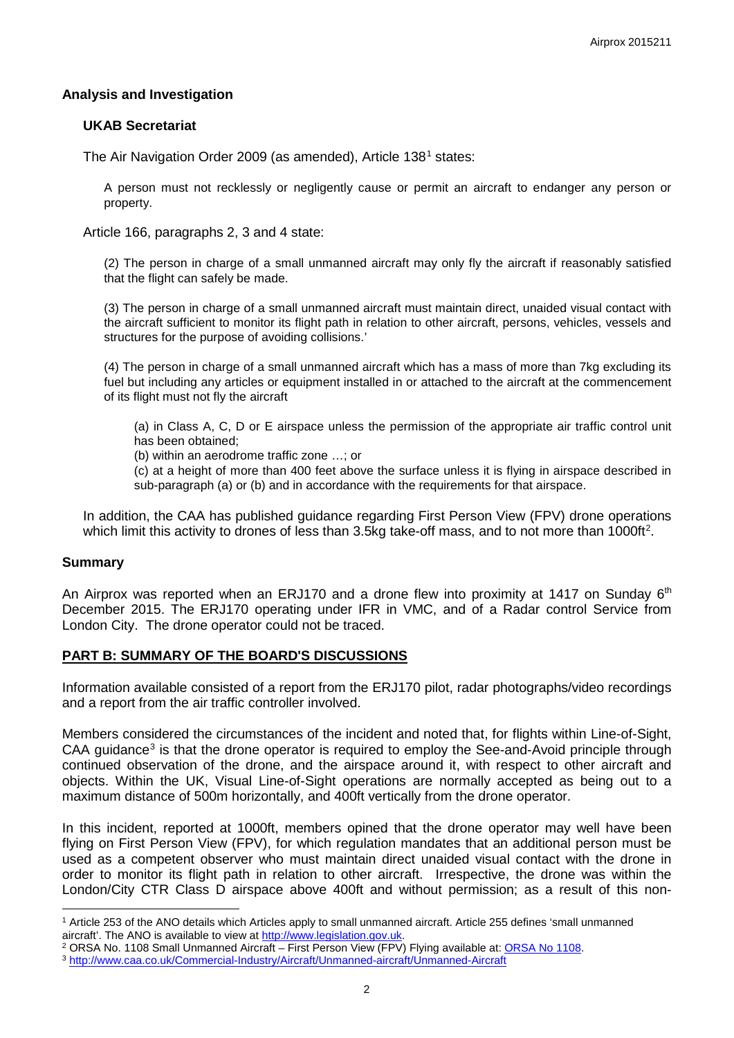### Analysis and Investigation

#### UKAB Secretariat

The Air Navigation Order 2009 (as amended), Article 138[1] states:

> A person must not recklessly or negligently cause or permit an aircraft to endanger any person or property.

Article 166, paragraphs 2, 3 and 4 state:

> (2) The person in charge of a small unmanned aircraft may only fly the aircraft if reasonably satisfied that the flight can safely be made.
>
> (3) The person in charge of a small unmanned aircraft must maintain direct, unaided visual contact with the aircraft sufficient to monitor its flight path in relation to other aircraft, persons, vehicles, vessels and structures for the purpose of avoiding collisions.'
>
> (4) The person in charge of a small unmanned aircraft which has a mass of more than 7kg excluding its fuel but including any articles or equipment installed in or attached to the aircraft at the commencement of its flight must not fly the aircraft
>
> > (a) in Class A, C, D or E airspace unless the permission of the appropriate air traffic control unit has been obtained;
> >
> > (b) within an aerodrome traffic zone …; or
> >
> > (c) at a height of more than 400 feet above the surface unless it is flying in airspace described in sub-paragraph (a) or (b) and in accordance with the requirements for that airspace.

In addition, the CAA has published guidance regarding First Person View (FPV) drone operations which limit this activity to drones of less than 3.5kg take-off mass, and to not more than 1000ft[2].

### Summary

An Airprox was reported when an ERJ170 and a drone flew into proximity at 1417 on Sunday 6th December 2015. The ERJ170 operating under IFR in VMC, and of a Radar control Service from London City. The drone operator could not be traced.

## PART B: SUMMARY OF THE BOARD'S DISCUSSIONS

Information available consisted of a report from the ERJ170 pilot, radar photographs/video recordings and a report from the air traffic controller involved.

Members considered the circumstances of the incident and noted that, for flights within Line-of-Sight, CAA guidance[3] is that the drone operator is required to employ the See-and-Avoid principle through continued observation of the drone, and the airspace around it, with respect to other aircraft and objects. Within the UK, Visual Line-of-Sight operations are normally accepted as being out to a maximum distance of 500m horizontally, and 400ft vertically from the drone operator.

In this incident, reported at 1000ft, members opined that the drone operator may well have been flying on First Person View (FPV), for which regulation mandates that an additional person must be used as a competent observer who must maintain direct unaided visual contact with the drone in order to monitor its flight path in relation to other aircraft. Irrespective, the drone was within the London/City CTR Class D airspace above 400ft and without permission; as a result of this non-

---

[1] Article 253 of the ANO details which Articles apply to small unmanned aircraft. Article 255 defines 'small unmanned aircraft'. The ANO is available to view at http://www.legislation.gov.uk.

[2] ORSA No. 1108 Small Unmanned Aircraft – First Person View (FPV) Flying available at: ORSA No 1108.

[3] http://www.caa.co.uk/Commercial-Industry/Aircraft/Unmanned-aircraft/Unmanned-Aircraft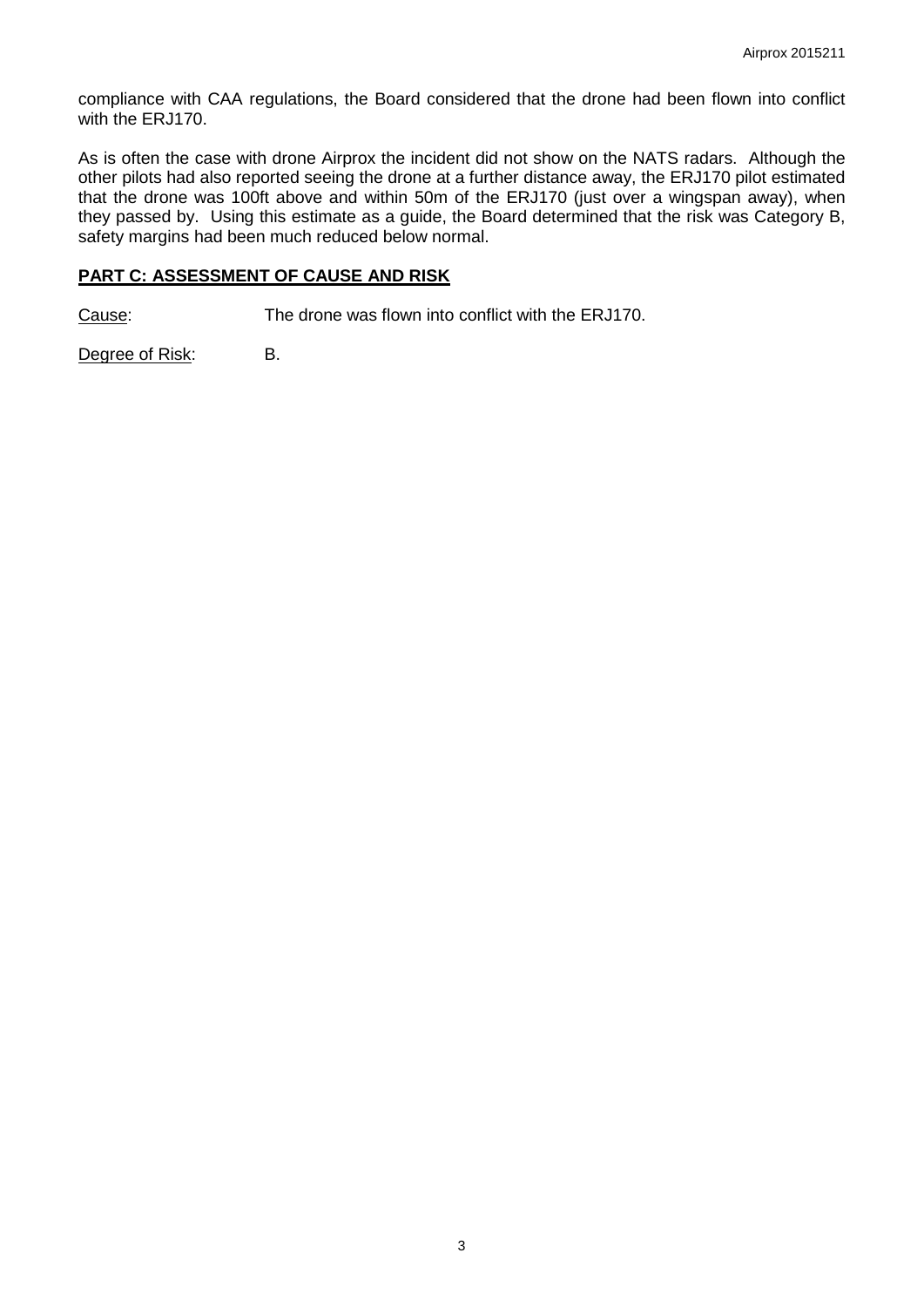compliance with CAA regulations, the Board considered that the drone had been flown into conflict with the ERJ170.

As is often the case with drone Airprox the incident did not show on the NATS radars. Although the other pilots had also reported seeing the drone at a further distance away, the ERJ170 pilot estimated that the drone was 100ft above and within 50m of the ERJ170 (just over a wingspan away), when they passed by. Using this estimate as a guide, the Board determined that the risk was Category B, safety margins had been much reduced below normal.

## PART C: ASSESSMENT OF CAUSE AND RISK

Cause: The drone was flown into conflict with the ERJ170.

Degree of Risk: B.